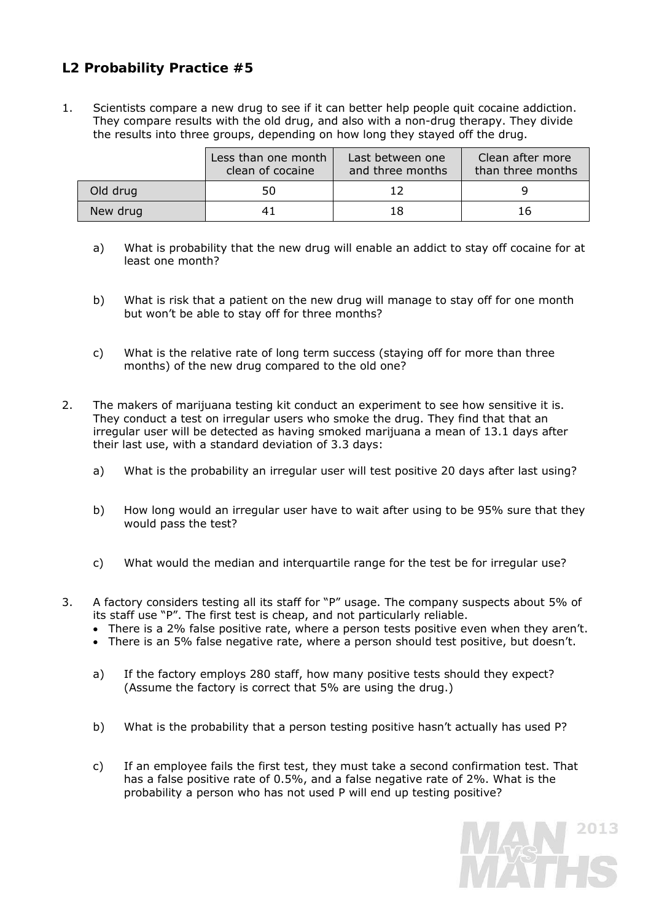## L2 Probability Practice #5

1. Scientists compare a new drug to see if it can better help people quit cocaine addiction. They compare results with the old drug, and also with a non-drug therapy. They divide the results into three groups, depending on how long they stayed off the drug.

|  | Less than one month clean of cocaine | Last between one and three months | Clean after more than three months |
|---|---|---|---|
| Old drug | 50 | 12 | 9 |
| New drug | 41 | 18 | 16 |

   a) What is probability that the new drug will enable an addict to stay off cocaine for at least one month?

   b) What is risk that a patient on the new drug will manage to stay off for one month but won't be able to stay off for three months?

   c) What is the relative rate of long term success (staying off for more than three months) of the new drug compared to the old one?

2. The makers of marijuana testing kit conduct an experiment to see how sensitive it is. They conduct a test on irregular users who smoke the drug. They find that that an irregular user will be detected as having smoked marijuana a mean of 13.1 days after their last use, with a standard deviation of 3.3 days:

   a) What is the probability an irregular user will test positive 20 days after last using?

   b) How long would an irregular user have to wait after using to be 95% sure that they would pass the test?

   c) What would the median and interquartile range for the test be for irregular use?

3. A factory considers testing all its staff for "P" usage. The company suspects about 5% of its staff use "P". The first test is cheap, and not particularly reliable.
   - There is a 2% false positive rate, where a person tests positive even when they aren't.
   - There is an 5% false negative rate, where a person should test positive, but doesn't.

   a) If the factory employs 280 staff, how many positive tests should they expect? (Assume the factory is correct that 5% are using the drug.)

   b) What is the probability that a person testing positive hasn't actually has used P?

   c) If an employee fails the first test, they must take a second confirmation test. That has a false positive rate of 0.5%, and a false negative rate of 2%. What is the probability a person who has not used P will end up testing positive?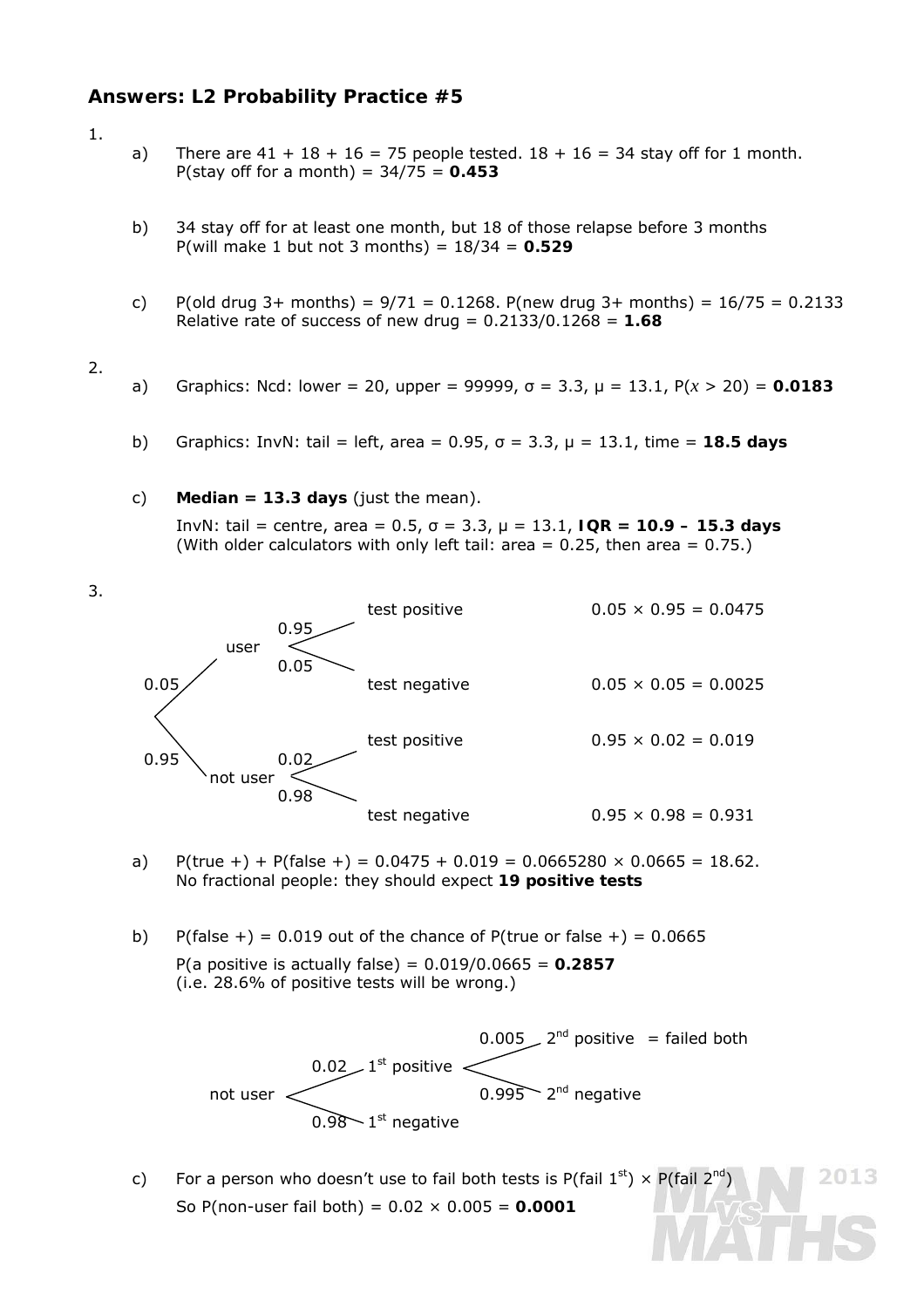## Answers: L2 Probability Practice #5

1.

a) There are 41 + 18 + 16 = 75 people tested. 18 + 16 = 34 stay off for 1 month.
P(stay off for a month) = 34/75 = **0.453**

b) 34 stay off for at least one month, but 18 of those relapse before 3 months
P(will make 1 but not 3 months) = 18/34 = **0.529**

c) P(old drug 3+ months) = 9/71 = 0.1268. P(new drug 3+ months) = 16/75 = 0.2133
Relative rate of success of new drug = 0.2133/0.1268 = **1.68**

2.

a) Graphics: Ncd: lower = 20, upper = 99999, σ = 3.3, μ = 13.1, $P(x > 20)$ = **0.0183**

b) Graphics: InvN: tail = left, area = 0.95, σ = 3.3, μ = 13.1, time = **18.5 days**

c) **Median = 13.3 days** (just the mean).
InvN: tail = centre, area = 0.5, σ = 3.3, μ = 13.1, **IQR = 10.9 – 15.3 days**
(With older calculators with only left tail: area = 0.25, then area = 0.75.)

3.

0.05 user
- 0.95 test positive — 0.05 × 0.95 = 0.0475
- 0.05 test negative — 0.05 × 0.05 = 0.0025

0.95 not user
- 0.02 test positive — 0.95 × 0.02 = 0.019
- 0.98 test negative — 0.95 × 0.98 = 0.931

a) P(true +) + P(false +) = 0.0475 + 0.019 = 0.0665280 × 0.0665 = 18.62.
No fractional people: they should expect **19 positive tests**

b) P(false +) = 0.019 out of the chance of P(true or false +) = 0.0665
P(a positive is actually false) = 0.019/0.0665 = **0.2857**
(i.e. 28.6% of positive tests will be wrong.)

not user
- 0.02 1st positive
  - 0.005 2nd positive = failed both
  - 0.995 2nd negative
- 0.98 1st negative

c) For a person who doesn't use to fail both tests is P(fail 1st) × P(fail 2nd)
So P(non-user fail both) = 0.02 × 0.005 = **0.0001**